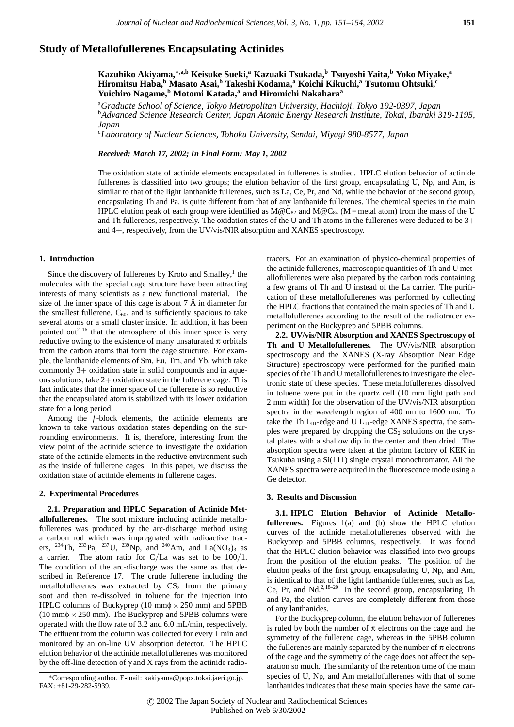# Study of Metallofullerenes Encapsulating Actinides

**Kazuhiko Akiyama,[*,a,b] Keisuke Sueki,[a] Kazuaki Tsukada,[b] Tsuyoshi Yaita,[b] Yoko Miyake,[a] Hiromitsu Haba,[b] Masato Asai,[b] Takeshi Kodama,[a] Koichi Kikuchi,[a] Tsutomu Ohtsuki,[c] Yuichiro Nagame,[b] Motomi Katada,[a] and Hiromichi Nakahara[a]**

[a]*Graduate School of Science, Tokyo Metropolitan University, Hachioji, Tokyo 192-0397, Japan*
[b]*Advanced Science Research Center, Japan Atomic Energy Research Institute, Tokai, Ibaraki 319-1195, Japan*
[c]*Laboratory of Nuclear Sciences, Tohoku University, Sendai, Miyagi 980-8577, Japan*

***Received: March 17, 2002; In Final Form: May 1, 2002***

The oxidation state of actinide elements encapsulated in fullerenes is studied. HPLC elution behavior of actinide fullerenes is classified into two groups; the elution behavior of the first group, encapsulating U, Np, and Am, is similar to that of the light lanthanide fullerenes, such as La, Ce, Pr, and Nd, while the behavior of the second group, encapsulating Th and Pa, is quite different from that of any lanthanide fullerenes. The chemical species in the main HPLC elution peak of each group were identified as $M@C_{82}$ and $M@C_{84}$ (M = metal atom) from the mass of the U and Th fullerenes, respectively. The oxidation states of the U and Th atoms in the fullerenes were deduced to be 3+ and 4+, respectively, from the UV/vis/NIR absorption and XANES spectroscopy.

## 1. Introduction

Since the discovery of fullerenes by Kroto and Smalley,[1] the molecules with the special cage structure have been attracting interests of many scientists as a new functional material. The size of the inner space of this cage is about 7 Å in diameter for the smallest fullerene, $C_{60}$, and is sufficiently spacious to take several atoms or a small cluster inside. In addition, it has been pointed out[2–16] that the atmosphere of this inner space is very reductive owing to the existence of many unsaturated π orbitals from the carbon atoms that form the cage structure. For example, the lanthanide elements of Sm, Eu, Tm, and Yb, which take commonly 3+ oxidation state in solid compounds and in aqueous solutions, take 2+ oxidation state in the fullerene cage. This fact indicates that the inner space of the fullerene is so reductive that the encapsulated atom is stabilized with its lower oxidation state for a long period.

Among the *f*-block elements, the actinide elements are known to take various oxidation states depending on the surrounding environments. It is, therefore, interesting from the view point of the actinide science to investigate the oxidation state of the actinide elements in the reductive environment such as the inside of fullerene cages. In this paper, we discuss the oxidation state of actinide elements in fullerene cages.

## 2. Experimental Procedures

**2.1. Preparation and HPLC Separation of Actinide Metallofullerenes.** The soot mixture including actinide metallofullerenes was produced by the arc-discharge method using a carbon rod which was impregnated with radioactive tracers, $^{234}$Th, $^{233}$Pa, $^{237}$U, $^{239}$Np, and $^{240}$Am, and $La(NO_3)_3$ as a carrier. The atom ratio for C/La was set to be 100/1. The condition of the arc-discharge was the same as that described in Reference 17. The crude fullerene including the metallofullerenes was extracted by $CS_2$ from the primary soot and then re-dissolved in toluene for the injection into HPLC columns of Buckyprep (10 mmϕ × 250 mm) and 5PBB (10 mmϕ × 250 mm). The Buckyprep and 5PBB columns were operated with the flow rate of 3.2 and 6.0 mL/min, respectively. The effluent from the column was collected for every 1 min and monitored by an on-line UV absorption detector. The HPLC elution behavior of the actinide metallofullerenes was monitored by the off-line detection of γ and X rays from the actinide radiotracers. For an examination of physico-chemical properties of the actinide fullerenes, macroscopic quantities of Th and U metallofullerenes were also prepared by the carbon rods containing a few grams of Th and U instead of the La carrier. The purification of these metallofullerenes was performed by collecting the HPLC fractions that contained the main species of Th and U metallofullerenes according to the result of the radiotracer experiment on the Buckyprep and 5PBB columns.

**2.2. UV/vis/NIR Absorption and XANES Spectroscopy of Th and U Metallofullerenes.** The UV/vis/NIR absorption spectroscopy and the XANES (X-ray Absorption Near Edge Structure) spectroscopy were performed for the purified main species of the Th and U metallofullerenes to investigate the electronic state of these species. These metallofullerenes dissolved in toluene were put in the quartz cell (10 mm light path and 2 mm width) for the observation of the UV/vis/NIR absorption spectra in the wavelength region of 400 nm to 1600 nm. To take the Th $L_{III}$-edge and U $L_{III}$-edge XANES spectra, the samples were prepared by dropping the $CS_2$ solutions on the crystal plates with a shallow dip in the center and then dried. The absorption spectra were taken at the photon factory of KEK in Tsukuba using a Si(111) single crystal monochromator. All the XANES spectra were acquired in the fluorescence mode using a Ge detector.

## 3. Results and Discussion

**3.1. HPLC Elution Behavior of Actinide Metallofullerenes.** Figures 1(a) and (b) show the HPLC elution curves of the actinide metallofullerenes observed with the Buckyprep and 5PBB columns, respectively. It was found that the HPLC elution behavior was classified into two groups from the position of the elution peaks. The position of the elution peaks of the first group, encapsulating U, Np, and Am, is identical to that of the light lanthanide fullerenes, such as La, Ce, Pr, and Nd.[2,18–20] In the second group, encapsulating Th and Pa, the elution curves are completely different from those of any lanthanides.

For the Buckyprep column, the elution behavior of fullerenes is ruled by both the number of π electrons on the cage and the symmetry of the fullerene cage, whereas in the 5PBB column the fullerenes are mainly separated by the number of π electrons of the cage and the symmetry of the cage does not affect the separation so much. The similarity of the retention time of the main species of U, Np, and Am metallofullerenes with that of some lanthanides indicates that these main species have the same car-

*Corresponding author. E-mail: kakiyama@popx.tokai.jaeri.go.jp. FAX: +81-29-282-5939.

© 2002 The Japan Society of Nuclear and Radiochemical Sciences
Published on Web 6/30/2002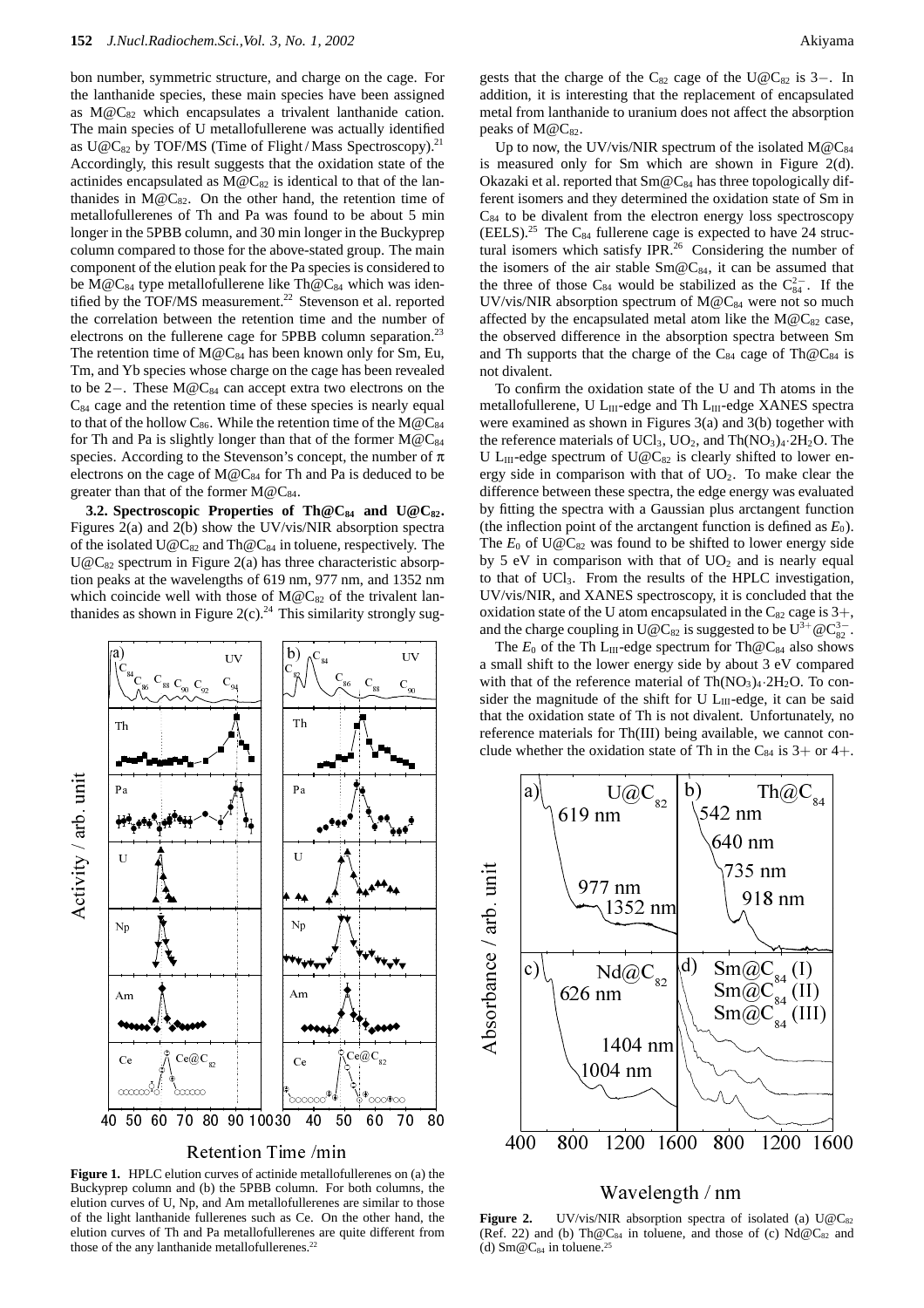bon number, symmetric structure, and charge on the cage. For the lanthanide species, these main species have been assigned as $M@C_{82}$ which encapsulates a trivalent lanthanide cation. The main species of U metallofullerene was actually identified as $U@C_{82}$ by TOF/MS (Time of Flight / Mass Spectroscopy).[21] Accordingly, this result suggests that the oxidation state of the actinides encapsulated as $M@C_{82}$ is identical to that of the lanthanides in $M@C_{82}$. On the other hand, the retention time of metallofullerenes of Th and Pa was found to be about 5 min longer in the 5PBB column, and 30 min longer in the Buckyprep column compared to those for the above-stated group. The main component of the elution peak for the Pa species is considered to be $M@C_{84}$ type metallofullerene like $Th@C_{84}$ which was identified by the TOF/MS measurement.[22] Stevenson et al. reported the correlation between the retention time and the number of electrons on the fullerene cage for 5PBB column separation.[23] The retention time of $M@C_{84}$ has been known only for Sm, Eu, Tm, and Yb species whose charge on the cage has been revealed to be 2−. These $M@C_{84}$ can accept extra two electrons on the $C_{84}$ cage and the retention time of these species is nearly equal to that of the hollow $C_{86}$. While the retention time of the $M@C_{84}$ for Th and Pa is slightly longer than that of the former $M@C_{84}$ species. According to the Stevenson's concept, the number of $\pi$ electrons on the cage of $M@C_{84}$ for Th and Pa is deduced to be greater than that of the former $M@C_{84}$.

**3.2. Spectroscopic Properties of $Th@C_{84}$ and $U@C_{82}$.** Figures 2(a) and 2(b) show the UV/vis/NIR absorption spectra of the isolated $U@C_{82}$ and $Th@C_{84}$ in toluene, respectively. The $U@C_{82}$ spectrum in Figure 2(a) has three characteristic absorption peaks at the wavelengths of 619 nm, 977 nm, and 1352 nm which coincide well with those of $M@C_{82}$ of the trivalent lanthanides as shown in Figure 2(c).[24] This similarity strongly suggests that the charge of the $C_{82}$ cage of the $U@C_{82}$ is 3−. In addition, it is interesting that the replacement of encapsulated metal from lanthanide to uranium does not affect the absorption peaks of $M@C_{82}$.

**Figure 1.** HPLC elution curves of actinide metallofullerenes on (a) the Buckyprep column and (b) the 5PBB column. For both columns, the elution curves of U, Np, and Am metallofullerenes are similar to those of the light lanthanide fullerenes such as Ce. On the other hand, the elution curves of Th and Pa metallofullerenes are quite different from those of the any lanthanide metallofullerenes.[22]

Up to now, the UV/vis/NIR spectrum of the isolated $M@C_{84}$ is measured only for Sm which are shown in Figure 2(d). Okazaki et al. reported that $Sm@C_{84}$ has three topologically different isomers and they determined the oxidation state of Sm in $C_{84}$ to be divalent from the electron energy loss spectroscopy (EELS).[25] The $C_{84}$ fullerene cage is expected to have 24 structural isomers which satisfy IPR.[26] Considering the number of the isomers of the air stable $Sm@C_{84}$, it can be assumed that the three of those $C_{84}$ would be stabilized as the $C_{84}^{2-}$. If the UV/vis/NIR absorption spectrum of $M@C_{84}$ were not so much affected by the encapsulated metal atom like the $M@C_{82}$ case, the observed difference in the absorption spectra between Sm and Th supports that the charge of the $C_{84}$ cage of $Th@C_{84}$ is not divalent.

To confirm the oxidation state of the U and Th atoms in the metallofullerene, U $L_{III}$-edge and Th $L_{III}$-edge XANES spectra were examined as shown in Figures 3(a) and 3(b) together with the reference materials of $UCl_3$, $UO_2$, and $Th(NO_3)_4{\cdot}2H_2O$. The U $L_{III}$-edge spectrum of $U@C_{82}$ is clearly shifted to lower energy side in comparison with that of $UO_2$. To make clear the difference between these spectra, the edge energy was evaluated by fitting the spectra with a Gaussian plus arctangent function (the inflection point of the arctangent function is defined as $E_0$). The $E_0$ of $U@C_{82}$ was found to be shifted to lower energy side by 5 eV in comparison with that of $UO_2$ and is nearly equal to that of $UCl_3$. From the results of the HPLC investigation, UV/vis/NIR, and XANES spectroscopy, it is concluded that the oxidation state of the U atom encapsulated in the $C_{82}$ cage is 3+, and the charge coupling in $U@C_{82}$ is suggested to be $U^{3+}@C_{82}^{3-}$.

The $E_0$ of the Th $L_{III}$-edge spectrum for $Th@C_{84}$ also shows a small shift to the lower energy side by about 3 eV compared with that of the reference material of $Th(NO_3)_4{\cdot}2H_2O$. To consider the magnitude of the shift for U $L_{III}$-edge, it can be said that the oxidation state of Th is not divalent. Unfortunately, no reference materials for Th(III) being available, we cannot conclude whether the oxidation state of Th in the $C_{84}$ is 3+ or 4+.

**Figure 2.** UV/vis/NIR absorption spectra of isolated (a) $U@C_{82}$ (Ref. 22) and (b) $Th@C_{84}$ in toluene, and those of (c) $Nd@C_{82}$ and (d) $Sm@C_{84}$ in toluene.[25]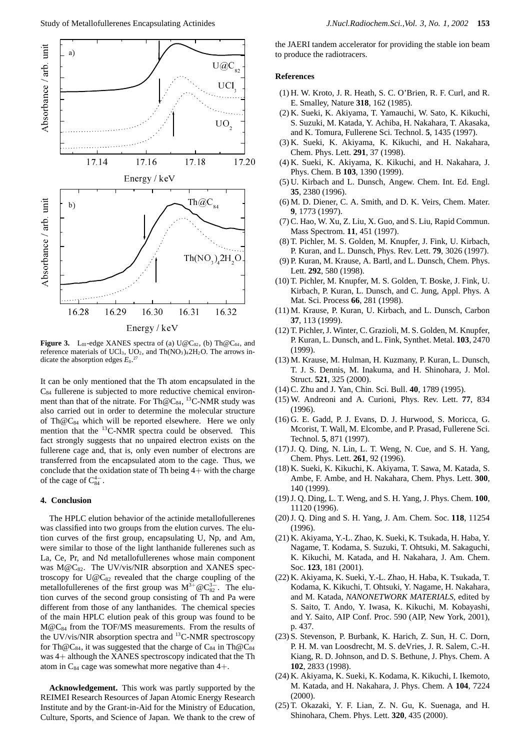**Figure 3.** $L_{III}$-edge XANES spectra of (a) $U@C_{82}$, (b) $Th@C_{84}$, and reference materials of $UCl_3$, $UO_2$, and $Th(NO_3)_4 2H_2O$. The arrows indicate the absorption edges $E_0$.[27]

It can be only mentioned that the Th atom encapsulated in the $C_{84}$ fullerene is subjected to more reductive chemical environment than that of the nitrate. For $Th@C_{84}$, $^{13}C$-NMR study was also carried out in order to determine the molecular structure of $Th@C_{84}$ which will be reported elsewhere. Here we only mention that the $^{13}C$-NMR spectra could be observed. This fact strongly suggests that no unpaired electron exists on the fullerene cage and, that is, only even number of electrons are transferred from the encapsulated atom to the cage. Thus, we conclude that the oxidation state of Th being 4+ with the charge of the cage of $C_{84}^{4-}$.

## 4. Conclusion

The HPLC elution behavior of the actinide metallofullerenes was classified into two groups from the elution curves. The elution curves of the first group, encapsulating U, Np, and Am, were similar to those of the light lanthanide fullerenes such as La, Ce, Pr, and Nd metallofullerenes whose main component was $M@C_{82}$. The UV/vis/NIR absorption and XANES spectroscopy for $U@C_{82}$ revealed that the charge coupling of the metallofullerenes of the first group was $M^{3+}@C_{82}^{3-}$. The elution curves of the second group consisting of Th and Pa were different from those of any lanthanides. The chemical species of the main HPLC elution peak of this group was found to be $M@C_{84}$ from the TOF/MS measurements. From the results of the UV/vis/NIR absorption spectra and $^{13}C$-NMR spectroscopy for $Th@C_{84}$, it was suggested that the charge of $C_{84}$ in $Th@C_{84}$ was 4+ although the XANES spectroscopy indicated that the Th atom in $C_{84}$ cage was somewhat more negative than 4+.

**Acknowledgement.** This work was partly supported by the REIMEI Research Resources of Japan Atomic Energy Research Institute and by the Grant-in-Aid for the Ministry of Education, Culture, Sports, and Science of Japan. We thank to the crew of the JAERI tandem accelerator for providing the stable ion beam to produce the radiotracers.

## References

(1) H. W. Kroto, J. R. Heath, S. C. O'Brien, R. F. Curl, and R. E. Smalley, Nature **318**, 162 (1985).

(2) K. Sueki, K. Akiyama, T. Yamauchi, W. Sato, K. Kikuchi, S. Suzuki, M. Katada, Y. Achiba, H. Nakahara, T. Akasaka, and K. Tomura, Fullerene Sci. Technol. **5**, 1435 (1997).

(3) K. Sueki, K. Akiyama, K. Kikuchi, and H. Nakahara, Chem. Phys. Lett. **291**, 37 (1998).

(4) K. Sueki, K. Akiyama, K. Kikuchi, and H. Nakahara, J. Phys. Chem. B **103**, 1390 (1999).

(5) U. Kirbach and L. Dunsch, Angew. Chem. Int. Ed. Engl. **35**, 2380 (1996).

(6) M. D. Diener, C. A. Smith, and D. K. Veirs, Chem. Mater. **9**, 1773 (1997).

(7) C. Hao, W. Xu, Z. Liu, X. Guo, and S. Liu, Rapid Commun. Mass Spectrom. **11**, 451 (1997).

(8) T. Pichler, M. S. Golden, M. Knupfer, J. Fink, U. Kirbach, P. Kuran, and L. Dunsch, Phys. Rev. Lett. **79**, 3026 (1997).

(9) P. Kuran, M. Krause, A. Bartl, and L. Dunsch, Chem. Phys. Lett. **292**, 580 (1998).

(10) T. Pichler, M. Knupfer, M. S. Golden, T. Boske, J. Fink, U. Kirbach, P. Kuran, L. Dunsch, and C. Jung, Appl. Phys. A Mat. Sci. Process **66**, 281 (1998).

(11) M. Krause, P. Kuran, U. Kirbach, and L. Dunsch, Carbon **37**, 113 (1999).

(12) T. Pichler, J. Winter, C. Grazioli, M. S. Golden, M. Knupfer, P. Kuran, L. Dunsch, and L. Fink, Synthet. Metal. **103**, 2470 (1999).

(13) M. Krause, M. Hulman, H. Kuzmany, P. Kuran, L. Dunsch, T. J. S. Dennis, M. Inakuma, and H. Shinohara, J. Mol. Struct. **521**, 325 (2000).

(14) C. Zhu and J. Yan, Chin. Sci. Bull. **40**, 1789 (1995).

(15) W. Andreoni and A. Curioni, Phys. Rev. Lett. **77**, 834 (1996).

(16) G. E. Gadd, P. J. Evans, D. J. Hurwood, S. Moricca, G. Mcorist, T. Wall, M. Elcombe, and P. Prasad, Fullerene Sci. Technol. **5**, 871 (1997).

(17) J. Q. Ding, N. Lin, L. T. Weng, N. Cue, and S. H. Yang, Chem. Phys. Lett. **261**, 92 (1996).

(18) K. Sueki, K. Kikuchi, K. Akiyama, T. Sawa, M. Katada, S. Ambe, F. Ambe, and H. Nakahara, Chem. Phys. Lett. **300**, 140 (1999).

(19) J. Q. Ding, L. T. Weng, and S. H. Yang, J. Phys. Chem. **100**, 11120 (1996).

(20) J. Q. Ding and S. H. Yang, J. Am. Chem. Soc. **118**, 11254 (1996).

(21) K. Akiyama, Y.-L. Zhao, K. Sueki, K. Tsukada, H. Haba, Y. Nagame, T. Kodama, S. Suzuki, T. Ohtsuki, M. Sakaguchi, K. Kikuchi, M. Katada, and H. Nakahara, J. Am. Chem. Soc. **123**, 181 (2001).

(22) K. Akiyama, K. Sueki, Y.-L. Zhao, H. Haba, K. Tsukada, T. Kodama, K. Kikuchi, T. Ohtsuki, Y. Nagame, H. Nakahara, and M. Katada, *NANONETWORK MATERIALS*, edited by S. Saito, T. Ando, Y. Iwasa, K. Kikuchi, M. Kobayashi, and Y. Saito, AIP Conf. Proc. 590 (AIP, New York, 2001), p. 437.

(23) S. Stevenson, P. Burbank, K. Harich, Z. Sun, H. C. Dorn, P. H. M. van Loosdrecht, M. S. deVries, J. R. Salem, C.-H. Kiang, R. D. Johnson, and D. S. Bethune, J. Phys. Chem. A **102**, 2833 (1998).

(24) K. Akiyama, K. Sueki, K. Kodama, K. Kikuchi, I. Ikemoto, M. Katada, and H. Nakahara, J. Phys. Chem. A **104**, 7224 (2000).

(25) T. Okazaki, Y. F. Lian, Z. N. Gu, K. Suenaga, and H. Shinohara, Chem. Phys. Lett. **320**, 435 (2000).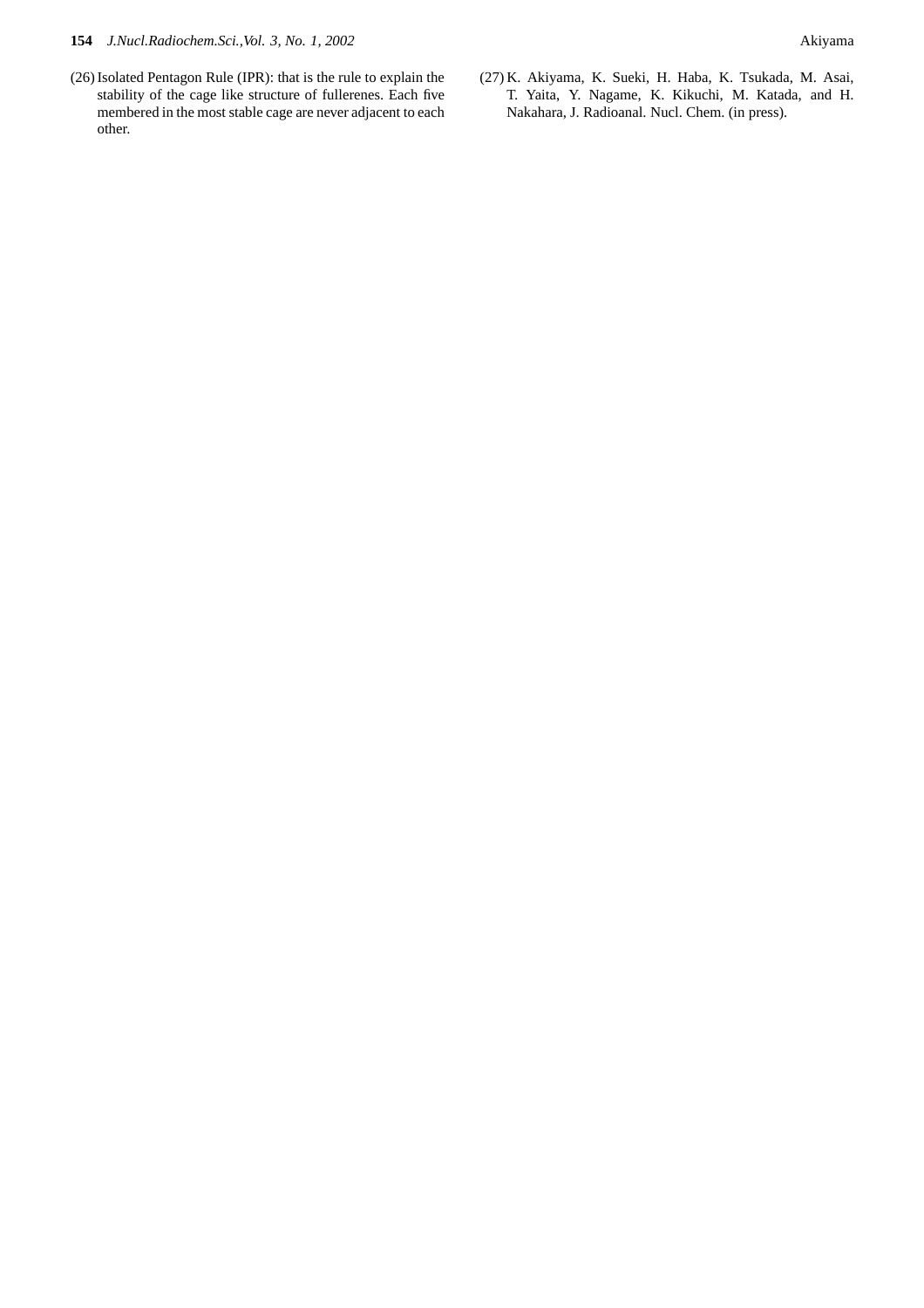(26) Isolated Pentagon Rule (IPR): that is the rule to explain the stability of the cage like structure of fullerenes. Each five membered in the most stable cage are never adjacent to each other.

(27) K. Akiyama, K. Sueki, H. Haba, K. Tsukada, M. Asai, T. Yaita, Y. Nagame, K. Kikuchi, M. Katada, and H. Nakahara, J. Radioanal. Nucl. Chem. (in press).